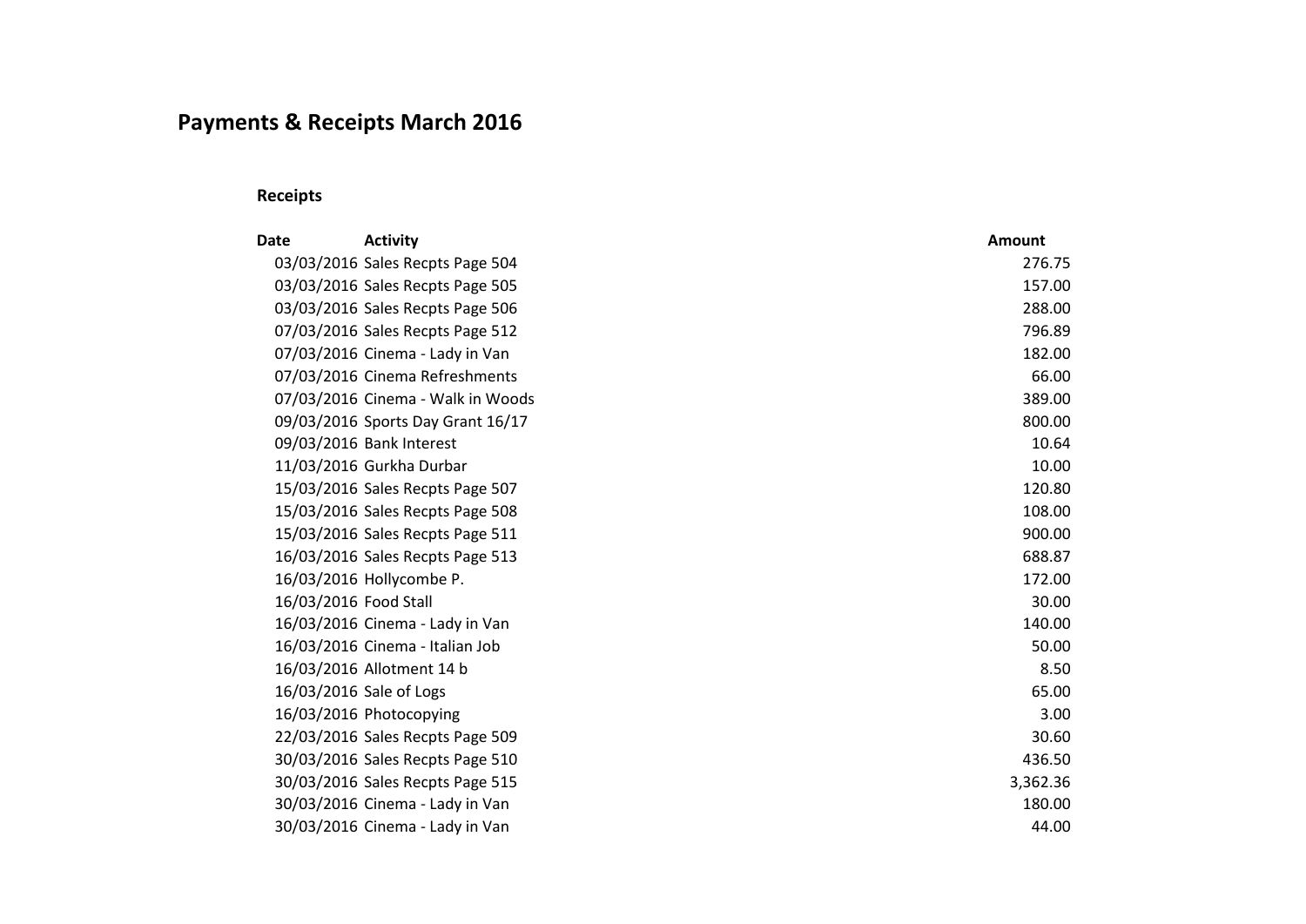# Payments & Receipts March 2016

## Receipts

| Date | Activity | Amount |
|---|---|---|
| 03/03/2016 | Sales Recpts Page 504 | 276.75 |
| 03/03/2016 | Sales Recpts Page 505 | 157.00 |
| 03/03/2016 | Sales Recpts Page 506 | 288.00 |
| 07/03/2016 | Sales Recpts Page 512 | 796.89 |
| 07/03/2016 | Cinema - Lady in Van | 182.00 |
| 07/03/2016 | Cinema Refreshments | 66.00 |
| 07/03/2016 | Cinema - Walk in Woods | 389.00 |
| 09/03/2016 | Sports Day Grant 16/17 | 800.00 |
| 09/03/2016 | Bank Interest | 10.64 |
| 11/03/2016 | Gurkha Durbar | 10.00 |
| 15/03/2016 | Sales Recpts Page 507 | 120.80 |
| 15/03/2016 | Sales Recpts Page 508 | 108.00 |
| 15/03/2016 | Sales Recpts Page 511 | 900.00 |
| 16/03/2016 | Sales Recpts Page 513 | 688.87 |
| 16/03/2016 | Hollycombe P. | 172.00 |
| 16/03/2016 | Food Stall | 30.00 |
| 16/03/2016 | Cinema - Lady in Van | 140.00 |
| 16/03/2016 | Cinema - Italian Job | 50.00 |
| 16/03/2016 | Allotment 14 b | 8.50 |
| 16/03/2016 | Sale of Logs | 65.00 |
| 16/03/2016 | Photocopying | 3.00 |
| 22/03/2016 | Sales Recpts Page 509 | 30.60 |
| 30/03/2016 | Sales Recpts Page 510 | 436.50 |
| 30/03/2016 | Sales Recpts Page 515 | 3,362.36 |
| 30/03/2016 | Cinema - Lady in Van | 180.00 |
| 30/03/2016 | Cinema - Lady in Van | 44.00 |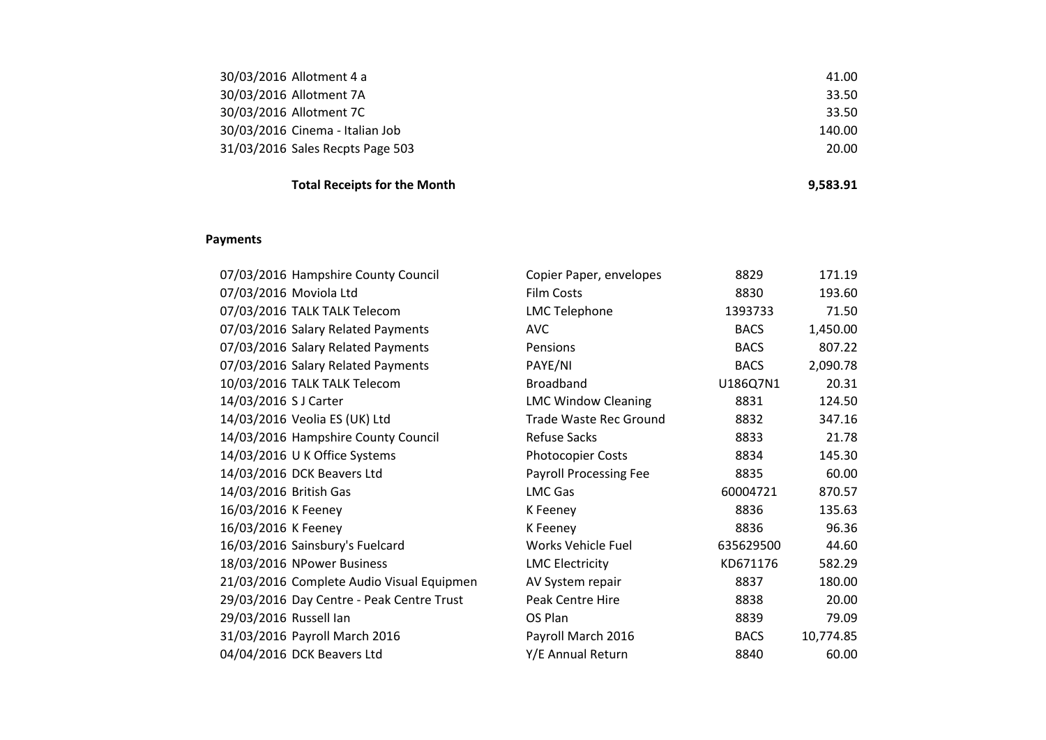| Date | Description | Amount |
|---|---|---|
| 30/03/2016 | Allotment 4 a | 41.00 |
| 30/03/2016 | Allotment 7A | 33.50 |
| 30/03/2016 | Allotment 7C | 33.50 |
| 30/03/2016 | Cinema - Italian Job | 140.00 |
| 31/03/2016 | Sales Recpts Page 503 | 20.00 |
| | **Total Receipts for the Month** | **9,583.91** |

**Payments**

| Date | Payee | Description | Reference | Amount |
|---|---|---|---|---|
| 07/03/2016 | Hampshire County Council | Copier Paper, envelopes | 8829 | 171.19 |
| 07/03/2016 | Moviola Ltd | Film Costs | 8830 | 193.60 |
| 07/03/2016 | TALK TALK Telecom | LMC Telephone | 1393733 | 71.50 |
| 07/03/2016 | Salary Related Payments | AVC | BACS | 1,450.00 |
| 07/03/2016 | Salary Related Payments | Pensions | BACS | 807.22 |
| 07/03/2016 | Salary Related Payments | PAYE/NI | BACS | 2,090.78 |
| 10/03/2016 | TALK TALK Telecom | Broadband | U186Q7N1 | 20.31 |
| 14/03/2016 | S J Carter | LMC Window Cleaning | 8831 | 124.50 |
| 14/03/2016 | Veolia ES (UK) Ltd | Trade Waste Rec Ground | 8832 | 347.16 |
| 14/03/2016 | Hampshire County Council | Refuse Sacks | 8833 | 21.78 |
| 14/03/2016 | U K Office Systems | Photocopier Costs | 8834 | 145.30 |
| 14/03/2016 | DCK Beavers Ltd | Payroll Processing Fee | 8835 | 60.00 |
| 14/03/2016 | British Gas | LMC Gas | 60004721 | 870.57 |
| 16/03/2016 | K Feeney | K Feeney | 8836 | 135.63 |
| 16/03/2016 | K Feeney | K Feeney | 8836 | 96.36 |
| 16/03/2016 | Sainsbury's Fuelcard | Works Vehicle Fuel | 635629500 | 44.60 |
| 18/03/2016 | NPower Business | LMC Electricity | KD671176 | 582.29 |
| 21/03/2016 | Complete Audio Visual Equipmen | AV System repair | 8837 | 180.00 |
| 29/03/2016 | Day Centre - Peak Centre Trust | Peak Centre Hire | 8838 | 20.00 |
| 29/03/2016 | Russell Ian | OS Plan | 8839 | 79.09 |
| 31/03/2016 | Payroll March 2016 | Payroll March 2016 | BACS | 10,774.85 |
| 04/04/2016 | DCK Beavers Ltd | Y/E Annual Return | 8840 | 60.00 |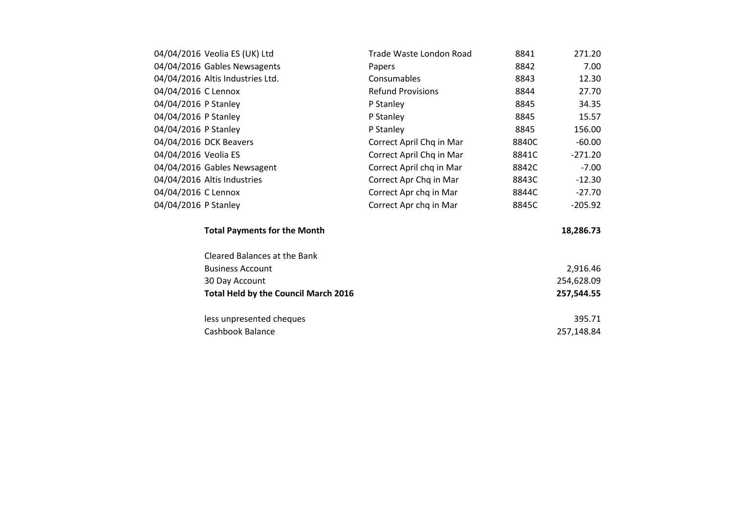| | | | | |
|---|---|---|---|---|
| 04/04/2016 | Veolia ES (UK) Ltd | Trade Waste London Road | 8841 | 271.20 |
| 04/04/2016 | Gables Newsagents | Papers | 8842 | 7.00 |
| 04/04/2016 | Altis Industries Ltd. | Consumables | 8843 | 12.30 |
| 04/04/2016 | C Lennox | Refund Provisions | 8844 | 27.70 |
| 04/04/2016 | P Stanley | P Stanley | 8845 | 34.35 |
| 04/04/2016 | P Stanley | P Stanley | 8845 | 15.57 |
| 04/04/2016 | P Stanley | P Stanley | 8845 | 156.00 |
| 04/04/2016 | DCK Beavers | Correct April Chq in Mar | 8840C | -60.00 |
| 04/04/2016 | Veolia ES | Correct April Chq in Mar | 8841C | -271.20 |
| 04/04/2016 | Gables Newsagent | Correct April chq in Mar | 8842C | -7.00 |
| 04/04/2016 | Altis Industries | Correct Apr Chq in Mar | 8843C | -12.30 |
| 04/04/2016 | C Lennox | Correct Apr chq in Mar | 8844C | -27.70 |
| 04/04/2016 | P Stanley | Correct Apr chq in Mar | 8845C | -205.92 |

| | |
|---|---|
| **Total Payments for the Month** | **18,286.73** |
| Cleared Balances at the Bank | |
| Business Account | 2,916.46 |
| 30 Day Account | 254,628.09 |
| **Total Held by the Council March 2016** | **257,544.55** |
| less unpresented cheques | 395.71 |
| Cashbook Balance | 257,148.84 |